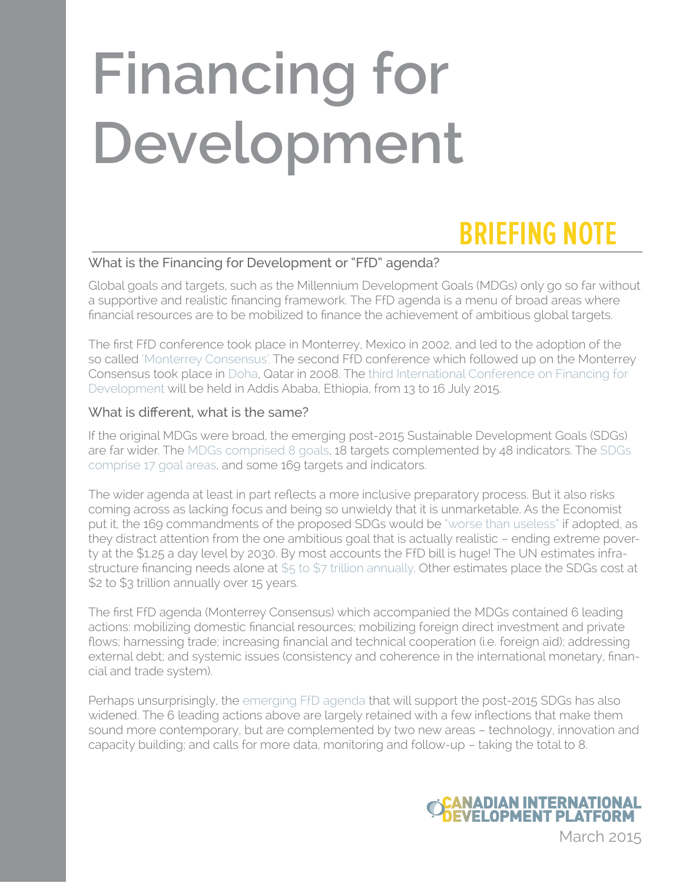# Financing for Development

## BRIEFING NOTE

### What is the Financing for Development or "FfD" agenda?

Global goals and targets, such as the Millennium Development Goals (MDGs) only go so far without a supportive and realistic financing framework. The FfD agenda is a menu of broad areas where financial resources are to be mobilized to finance the achievement of ambitious global targets.

The first FfD conference took place in Monterrey, Mexico in 2002, and led to the adoption of the so called 'Monterrey Consensus'. The second FfD conference which followed up on the Monterrey Consensus took place in Doha, Qatar in 2008. The third International Conference on Financing for Development will be held in Addis Ababa, Ethiopia, from 13 to 16 July 2015.

### What is different, what is the same?

If the original MDGs were broad, the emerging post-2015 Sustainable Development Goals (SDGs) are far wider. The MDGs comprised 8 goals, 18 targets complemented by 48 indicators. The SDGs comprise 17 goal areas, and some 169 targets and indicators.

The wider agenda at least in part reflects a more inclusive preparatory process. But it also risks coming across as lacking focus and being so unwieldy that it is unmarketable. As the Economist put it, the 169 commandments of the proposed SDGs would be "worse than useless" if adopted, as they distract attention from the one ambitious goal that is actually realistic – ending extreme poverty at the $1.25 a day level by 2030. By most accounts the FfD bill is huge! The UN estimates infrastructure financing needs alone at $5 to $7 trillion annually. Other estimates place the SDGs cost at $2 to $3 trillion annually over 15 years.

The first FfD agenda (Monterrey Consensus) which accompanied the MDGs contained 6 leading actions: mobilizing domestic financial resources; mobilizing foreign direct investment and private flows; harnessing trade; increasing financial and technical cooperation (i.e. foreign aid); addressing external debt; and systemic issues (consistency and coherence in the international monetary, financial and trade system).

Perhaps unsurprisingly, the emerging FfD agenda that will support the post-2015 SDGs has also widened. The 6 leading actions above are largely retained with a few inflections that make them sound more contemporary, but are complemented by two new areas – technology, innovation and capacity building; and calls for more data, monitoring and follow-up – taking the total to 8.

CANADIAN INTERNATIONAL DEVELOPMENT PLATFORM

March 2015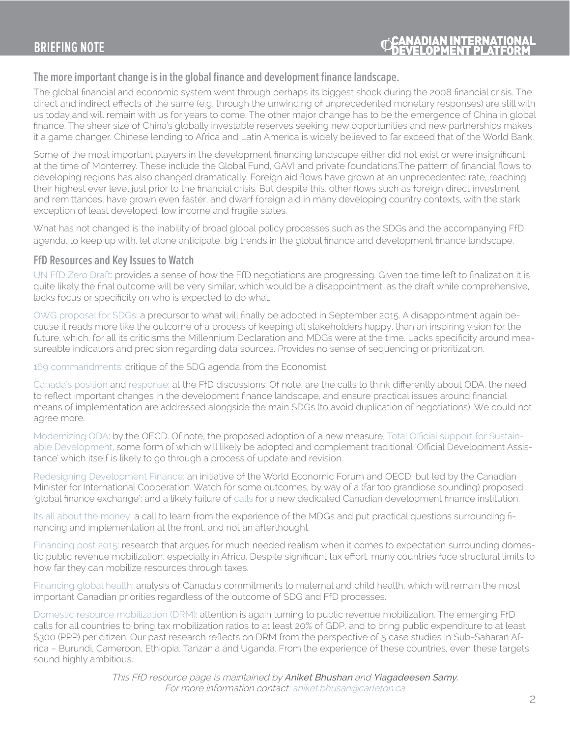## The more important change is in the global finance and development finance landscape.

The global financial and economic system went through perhaps its biggest shock during the 2008 financial crisis. The direct and indirect effects of the same (e.g. through the unwinding of unprecedented monetary responses) are still with us today and will remain with us for years to come. The other major change has to be the emergence of China in global finance. The sheer size of China's globally investable reserves seeking new opportunities and new partnerships makes it a game changer. Chinese lending to Africa and Latin America is widely believed to far exceed that of the World Bank.

Some of the most important players in the development financing landscape either did not exist or were insignificant at the time of Monterrey. These include the Global Fund, GAVI and private foundations.The pattern of financial flows to developing regions has also changed dramatically. Foreign aid flows have grown at an unprecedented rate, reaching their highest ever level just prior to the financial crisis. But despite this, other flows such as foreign direct investment and remittances, have grown even faster, and dwarf foreign aid in many developing country contexts, with the stark exception of least developed, low income and fragile states.

What has not changed is the inability of broad global policy processes such as the SDGs and the accompanying FfD agenda, to keep up with, let alone anticipate, big trends in the global finance and development finance landscape.

## FfD Resources and Key Issues to Watch

UN FfD Zero Draft: provides a sense of how the FfD negotiations are progressing. Given the time left to finalization it is quite likely the final outcome will be very similar, which would be a disappointment, as the draft while comprehensive, lacks focus or specificity on who is expected to do what.

OWG proposal for SDGs: a precursor to what will finally be adopted in September 2015. A disappointment again because it reads more like the outcome of a process of keeping all stakeholders happy, than an inspiring vision for the future, which, for all its criticisms the Millennium Declaration and MDGs were at the time. Lacks specificity around measureable indicators and precision regarding data sources. Provides no sense of sequencing or prioritization.

169 commandments: critique of the SDG agenda from the Economist.

Canada's position and response: at the FfD discussions: Of note, are the calls to think differently about ODA, the need to reflect important changes in the development finance landscape, and ensure practical issues around financial means of implementation are addressed alongside the main SDGs (to avoid duplication of negotiations). We could not agree more.

Modernizing ODA: by the OECD. Of note, the proposed adoption of a new measure, Total Official support for Sustainable Development, some form of which will likely be adopted and complement traditional 'Official Development Assistance' which itself is likely to go through a process of update and revision.

Redesigning Development Finance: an initiative of the World Economic Forum and OECD, but led by the Canadian Minister for International Cooperation. Watch for some outcomes, by way of a (far too grandiose sounding) proposed 'global finance exchange'; and a likely failure of calls for a new dedicated Canadian development finance institution.

Its all about the money: a call to learn from the experience of the MDGs and put practical questions surrounding financing and implementation at the front, and not an afterthought.

Financing post 2015: research that argues for much needed realism when it comes to expectation surrounding domestic public revenue mobilization, especially in Africa. Despite significant tax effort, many countries face structural limits to how far they can mobilize resources through taxes.

Financing global health: analysis of Canada's commitments to maternal and child health, which will remain the most important Canadian priorities regardless of the outcome of SDG and FfD processes.

Domestic resource mobilization (DRM): attention is again turning to public revenue mobilization. The emerging FfD calls for all countries to bring tax mobilization ratios to at least 20% of GDP, and to bring public expenditure to at least $300 (PPP) per citizen. Our past research reflects on DRM from the perspective of 5 case studies in Sub-Saharan Africa – Burundi, Cameroon, Ethiopia, Tanzania and Uganda. From the experience of these countries, even these targets sound highly ambitious.

*This FfD resource page is maintained by **Aniket Bhushan** and **Yiagadeesen Samy.***
*For more information contact: aniket.bhusan@carleton.ca*